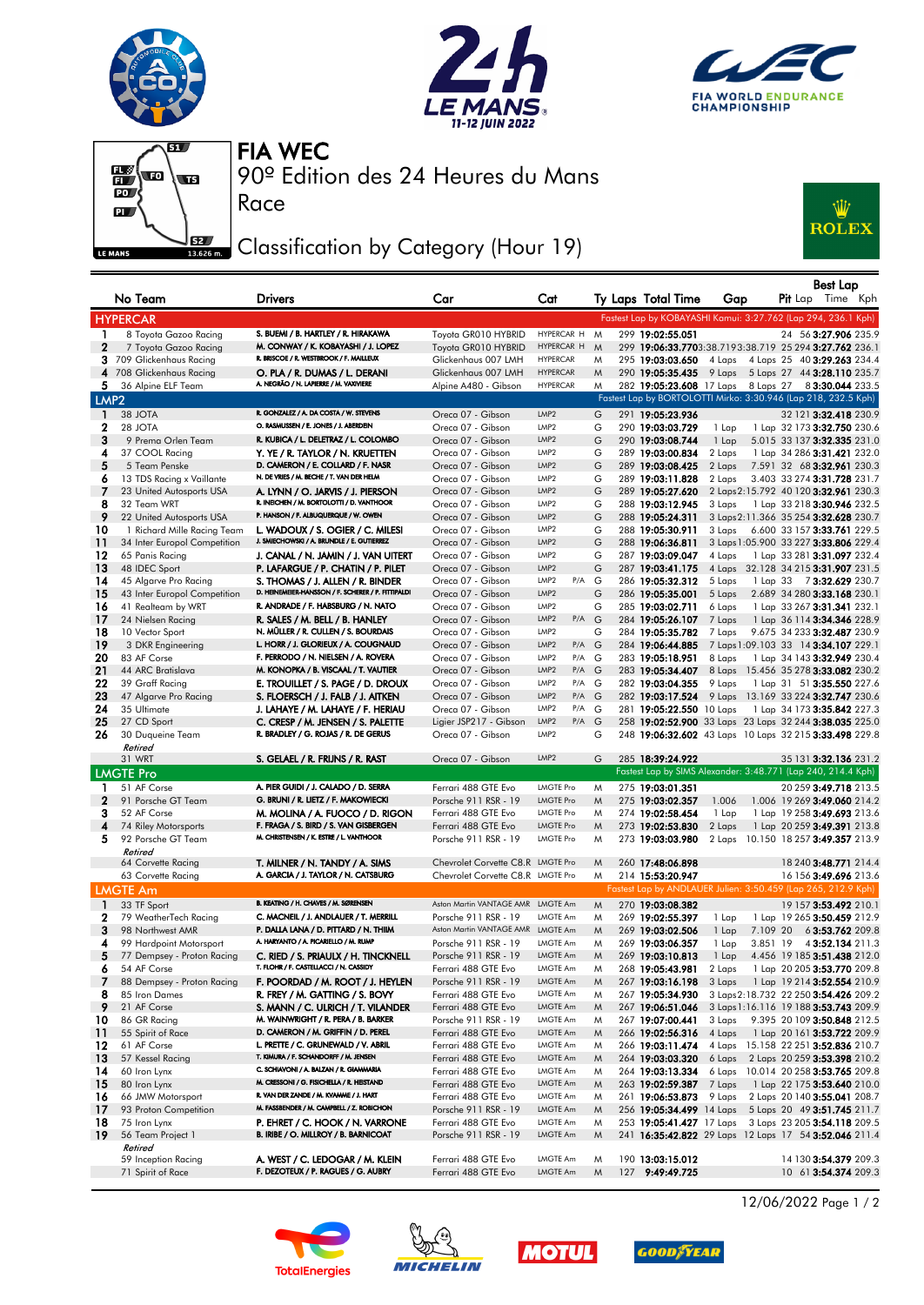# FIA WEC

## 90º Edition des 24 Heures du Mans

## Race

## Classification by Category (Hour 19)

| No | Team | Drivers | Car | Cat | Ty | Laps | Total Time | Gap | | Pit | Best Lap Lap | Time | Kph |
|---|---|---|---|---|---|---|---|---|---|---|---|---|---|
| **HYPERCAR** | | | | | | | | Fastest Lap by KOBAYASHI Kamui: 3:27.762 (Lap 294, 236.1 Kph) | | | | | |
| 1 | 8 Toyota Gazoo Racing | S. BUEMI / B. HARTLEY / R. HIRAKAWA | Toyota GR010 HYBRID | HYPERCAR H | M | 299 | 19:02:55.051 | | | 24 | 56 | 3:27.906 | 235.9 |
| 2 | 7 Toyota Gazoo Racing | M. CONWAY / K. KOBAYASHI / J. LOPEZ | Toyota GR010 HYBRID | HYPERCAR H | M | 299 | 19:06:33.770 | 3:38.719 | 3:38.719 | 25 | 294 | 3:27.762 | 236.1 |
| 3 | 709 Glickenhaus Racing | R. BRISCOE / R. WESTBROOK / F. MAILLEUX | Glickenhaus 007 LMH | HYPERCAR | M | 295 | 19:03:03.650 | 4 Laps | 4 Laps | 25 | 40 | 3:29.263 | 234.4 |
| 4 | 708 Glickenhaus Racing | O. PLA / R. DUMAS / L. DERANI | Glickenhaus 007 LMH | HYPERCAR | M | 290 | 19:05:35.435 | 9 Laps | 5 Laps | 27 | 44 | 3:28.110 | 235.7 |
| 5 | 36 Alpine ELF Team | A. NEGRÃO / N. LAPIERRE / M. VAXIVIERE | Alpine A480 - Gibson | HYPERCAR | M | 282 | 19:05:23.608 | 17 Laps | 8 Laps | 27 | 8 | 3:30.044 | 233.5 |
| **LMP2** | | | | | | | | Fastest Lap by BORTOLOTTI Mirko: 3:30.946 (Lap 218, 232.5 Kph) | | | | | |
| 1 | 38 JOTA | R. GONZALEZ / A. DA COSTA / W. STEVENS | Oreca 07 - Gibson | LMP2 | G | 291 | 19:05:23.936 | | | 32 | 121 | 3:32.418 | 230.9 |
| 2 | 28 JOTA | O. RASMUSSEN / E. JONES / J. ABERDEIN | Oreca 07 - Gibson | LMP2 | G | 290 | 19:03:03.729 | 1 Lap | 1 Lap | 32 | 173 | 3:32.750 | 230.6 |
| 3 | 9 Prema Orlen Team | R. KUBICA / L. DELETRAZ / L. COLOMBO | Oreca 07 - Gibson | LMP2 | G | 290 | 19:08:08.744 | 1 Lap | 5.015 | 33 | 137 | 3:32.335 | 231.0 |
| 4 | 37 COOL Racing | Y. YE / R. TAYLOR / N. KRUETTEN | Oreca 07 - Gibson | LMP2 | G | 289 | 19:03:00.834 | 2 Laps | 1 Lap | 34 | 286 | 3:31.421 | 232.0 |
| 5 | 5 Team Penske | D. CAMERON / E. COLLARD / F. NASR | Oreca 07 - Gibson | LMP2 | G | 289 | 19:03:08.425 | 2 Laps | 7.591 | 32 | 68 | 3:32.961 | 230.3 |
| 6 | 13 TDS Racing x Vaillante | N. DE VRIES / M. BECHE / T. VAN DER HELM | Oreca 07 - Gibson | LMP2 | G | 289 | 19:03:11.828 | 2 Laps | 3.403 | 33 | 274 | 3:31.728 | 231.7 |
| 7 | 23 United Autosports USA | A. LYNN / O. JARVIS / J. PIERSON | Oreca 07 - Gibson | LMP2 | G | 289 | 19:05:27.620 | 2 Laps | 2:15.792 | 40 | 120 | 3:32.961 | 230.3 |
| 8 | 32 Team WRT | R. INEICHEN / M. BORTOLOTTI / D. VANTHOOR | Oreca 07 - Gibson | LMP2 | G | 288 | 19:03:12.945 | 3 Laps | 1 Lap | 33 | 218 | 3:30.946 | 232.5 |
| 9 | 22 United Autosports USA | P. HANSON / F. ALBUQUERQUE / W. OWEN | Oreca 07 - Gibson | LMP2 | G | 288 | 19:05:24.311 | 3 Laps | 2:11.366 | 35 | 254 | 3:32.628 | 230.7 |
| 10 | 1 Richard Mille Racing Team | L. WADOUX / S. OGIER / C. MILESI | Oreca 07 - Gibson | LMP2 | G | 288 | 19:05:30.911 | 3 Laps | 6.600 | 33 | 157 | 3:33.761 | 229.5 |
| 11 | 34 Inter Europol Competition | J. SMIECHOWSKI / A. BRUNDLE / E. GUTIERREZ | Oreca 07 - Gibson | LMP2 | G | 288 | 19:06:36.811 | 3 Laps | 1:05.900 | 33 | 227 | 3:33.806 | 229.4 |
| 12 | 65 Panis Racing | J. CANAL / N. JAMIN / J. VAN UITERT | Oreca 07 - Gibson | LMP2 | G | 287 | 19:03:09.047 | 4 Laps | 1 Lap | 33 | 281 | 3:31.097 | 232.4 |
| 13 | 48 IDEC Sport | P. LAFARGUE / P. CHATIN / P. PILET | Oreca 07 - Gibson | LMP2 | G | 287 | 19:03:41.175 | 4 Laps | 32.128 | 34 | 215 | 3:31.907 | 231.5 |
| 14 | 45 Algarve Pro Racing | S. THOMAS / J. ALLEN / R. BINDER | Oreca 07 - Gibson | LMP2 P/A | G | 286 | 19:05:32.312 | 5 Laps | 1 Lap | 33 | 7 | 3:32.629 | 230.7 |
| 15 | 43 Inter Europol Competition | D. HEINEMEIER-HANSSON / F. SCHERER / P. FITTIPALDI | Oreca 07 - Gibson | LMP2 | G | 286 | 19:05:35.001 | 5 Laps | 2.689 | 34 | 280 | 3:33.168 | 230.1 |
| 16 | 41 Realteam by WRT | R. ANDRADE / F. HABSBURG / N. NATO | Oreca 07 - Gibson | LMP2 | G | 285 | 19:03:02.711 | 6 Laps | 1 Lap | 33 | 267 | 3:31.341 | 232.1 |
| 17 | 24 Nielsen Racing | R. SALES / M. BELL / B. HANLEY | Oreca 07 - Gibson | LMP2 P/A | G | 284 | 19:05:26.107 | 7 Laps | 1 Lap | 36 | 114 | 3:34.346 | 228.9 |
| 18 | 10 Vector Sport | N. MÜLLER / R. CULLEN / S. BOURDAIS | Oreca 07 - Gibson | LMP2 | G | 284 | 19:05:35.782 | 7 Laps | 9.675 | 34 | 233 | 3:32.487 | 230.9 |
| 19 | 3 DKR Engineering | L. HORR / J. GLORIEUX / A. COUGNAUD | Oreca 07 - Gibson | LMP2 P/A | G | 284 | 19:06:44.885 | 7 Laps | 1:09.103 | 33 | 14 | 3:34.107 | 229.1 |
| 20 | 83 AF Corse | F. PERRODO / N. NIELSEN / A. ROVERA | Oreca 07 - Gibson | LMP2 P/A | G | 283 | 19:05:18.951 | 8 Laps | 1 Lap | 34 | 143 | 3:32.949 | 230.4 |
| 21 | 44 ARC Bratislava | M. KONOPKA / B. VISCAAL / T. VAUTIER | Oreca 07 - Gibson | LMP2 P/A | G | 283 | 19:05:34.407 | 8 Laps | 15.456 | 35 | 278 | 3:33.082 | 230.2 |
| 22 | 39 Graff Racing | E. TROUILLET / S. PAGE / D. DROUX | Oreca 07 - Gibson | LMP2 P/A | G | 282 | 19:04:04.355 | 9 Laps | 1 Lap | 31 | 51 | 3:35.550 | 227.6 |
| 23 | 47 Algarve Pro Racing | S. FLOERSCH / J. FALB / J. AITKEN | Oreca 07 - Gibson | LMP2 P/A | G | 282 | 19:03:17.524 | 9 Laps | 13.169 | 33 | 224 | 3:32.747 | 230.6 |
| 24 | 35 Ultimate | J. LAHAYE / M. LAHAYE / F. HERIAU | Oreca 07 - Gibson | LMP2 P/A | G | 281 | 19:05:22.550 | 10 Laps | 1 Lap | 34 | 173 | 3:35.842 | 227.3 |
| 25 | 27 CD Sport | C. CRESP / M. JENSEN / S. PALETTE | Ligier JSP217 - Gibson | LMP2 P/A | G | 258 | 19:02:52.900 | 33 Laps | 23 Laps | 32 | 244 | 3:38.035 | 225.0 |
| 26 | 30 Duqueine Team | R. BRADLEY / G. ROJAS / R. DE GERUS | Oreca 07 - Gibson | LMP2 | G | 248 | 19:06:32.602 | 43 Laps | 10 Laps | 32 | 215 | 3:33.498 | 229.8 |
| *Retired* | | | | | | | | | | | | | |
| | 31 WRT | S. GELAEL / R. FRIJNS / R. RAST | Oreca 07 - Gibson | LMP2 | G | 285 | 18:39:24.922 | | | 35 | 131 | 3:32.136 | 231.2 |
| **LMGTE Pro** | | | | | | | | Fastest Lap by SIMS Alexander: 3:48.771 (Lap 240, 214.4 Kph) | | | | | |
| 1 | 51 AF Corse | A. PIER GUIDI / J. CALADO / D. SERRA | Ferrari 488 GTE Evo | LMGTE Pro | M | 275 | 19:03:01.351 | | | 20 | 259 | 3:49.718 | 213.5 |
| 2 | 91 Porsche GT Team | G. BRUNI / R. LIETZ / F. MAKOWIECKI | Porsche 911 RSR - 19 | LMGTE Pro | M | 275 | 19:03:02.357 | 1.006 | 1.006 | 19 | 269 | 3:49.060 | 214.2 |
| 3 | 52 AF Corse | M. MOLINA / A. FUOCO / D. RIGON | Ferrari 488 GTE Evo | LMGTE Pro | M | 274 | 19:02:58.454 | 1 Lap | 1 Lap | 19 | 258 | 3:49.693 | 213.6 |
| 4 | 74 Riley Motorsports | F. FRAGA / S. BIRD / S. VAN GISBERGEN | Ferrari 488 GTE Evo | LMGTE Pro | M | 273 | 19:02:53.830 | 2 Laps | 1 Lap | 20 | 259 | 3:49.391 | 213.8 |
| 5 | 92 Porsche GT Team | M. CHRISTENSEN / K. ESTRE / L. VANTHOOR | Porsche 911 RSR - 19 | LMGTE Pro | M | 273 | 19:03:03.980 | 2 Laps | 10.150 | 18 | 257 | 3:49.357 | 213.9 |
| *Retired* | | | | | | | | | | | | | |
| | 64 Corvette Racing | T. MILNER / N. TANDY / A. SIMS | Chevrolet Corvette C8.R | LMGTE Pro | M | 260 | 17:48:06.898 | | | 18 | 240 | 3:48.771 | 214.4 |
| | 63 Corvette Racing | A. GARCIA / J. TAYLOR / N. CATSBURG | Chevrolet Corvette C8.R | LMGTE Pro | M | 214 | 15:53:20.947 | | | 16 | 156 | 3:49.696 | 213.6 |
| **LMGTE Am** | | | | | | | | Fastest Lap by ANDLAUER Julien: 3:50.459 (Lap 265, 212.9 Kph) | | | | | |
| 1 | 33 TF Sport | B. KEATING / H. CHAVES / M. SØRENSEN | Aston Martin VANTAGE AMR | LMGTE Am | M | 270 | 19:03:08.382 | | | 19 | 157 | 3:53.492 | 210.1 |
| 2 | 79 WeatherTech Racing | C. MACNEIL / J. ANDLAUER / T. MERRILL | Porsche 911 RSR - 19 | LMGTE Am | M | 269 | 19:02:55.397 | 1 Lap | 1 Lap | 19 | 265 | 3:50.459 | 212.9 |
| 3 | 98 Northwest AMR | P. DALLA LANA / D. PITTARD / N. THIIM | Aston Martin VANTAGE AMR | LMGTE Am | M | 269 | 19:03:02.506 | 1 Lap | 7.109 | 20 | 6 | 3:53.762 | 209.8 |
| 4 | 99 Hardpoint Motorsport | A. HARYANTO / A. PICARIELLO / M. RUMP | Porsche 911 RSR - 19 | LMGTE Am | M | 269 | 19:03:06.357 | 1 Lap | 3.851 | 19 | 4 | 3:52.134 | 211.3 |
| 5 | 77 Dempsey - Proton Racing | C. RIED / S. PRIAULX / H. TINCKNELL | Porsche 911 RSR - 19 | LMGTE Am | M | 269 | 19:03:10.813 | 1 Lap | 4.456 | 19 | 185 | 3:51.428 | 212.0 |
| 6 | 54 AF Corse | T. FLOHR / F. CASTELLACCI / N. CASSIDY | Ferrari 488 GTE Evo | LMGTE Am | M | 268 | 19:05:43.981 | 2 Laps | 1 Lap | 20 | 205 | 3:53.770 | 209.8 |
| 7 | 88 Dempsey - Proton Racing | F. POORDAD / M. ROOT / J. HEYLEN | Porsche 911 RSR - 19 | LMGTE Am | M | 267 | 19:03:16.198 | 3 Laps | 1 Lap | 19 | 214 | 3:52.554 | 210.9 |
| 8 | 85 Iron Dames | R. FREY / M. GATTING / S. BOVY | Ferrari 488 GTE Evo | LMGTE Am | M | 267 | 19:05:34.930 | 3 Laps | 2:18.732 | 22 | 250 | 3:54.426 | 209.2 |
| 9 | 21 AF Corse | S. MANN / C. ULRICH / T. VILANDER | Ferrari 488 GTE Evo | LMGTE Am | M | 267 | 19:06:51.046 | 3 Laps | 1:16.116 | 19 | 188 | 3:53.743 | 209.9 |
| 10 | 86 GR Racing | M. WAINWRIGHT / R. PERA / B. BARKER | Porsche 911 RSR - 19 | LMGTE Am | M | 267 | 19:07:00.441 | 3 Laps | 9.395 | 20 | 109 | 3:50.848 | 212.5 |
| 11 | 55 Spirit of Race | D. CAMERON / M. GRIFFIN / D. PEREL | Ferrari 488 GTE Evo | LMGTE Am | M | 266 | 19:02:56.316 | 4 Laps | 1 Lap | 20 | 161 | 3:53.722 | 209.9 |
| 12 | 61 AF Corse | L. PRETTE / C. GRUNEWALD / V. ABRIL | Ferrari 488 GTE Evo | LMGTE Am | M | 266 | 19:03:11.474 | 4 Laps | 15.158 | 22 | 251 | 3:52.836 | 210.7 |
| 13 | 57 Kessel Racing | T. KIMURA / F. SCHANDORFF / M. JENSEN | Ferrari 488 GTE Evo | LMGTE Am | M | 264 | 19:03:03.320 | 6 Laps | 2 Laps | 20 | 259 | 3:53.398 | 210.2 |
| 14 | 60 Iron Lynx | C. SCHIAVONI / A. BALZAN / R. GIAMMARIA | Ferrari 488 GTE Evo | LMGTE Am | M | 264 | 19:03:13.334 | 6 Laps | 10.014 | 20 | 258 | 3:53.765 | 209.8 |
| 15 | 80 Iron Lynx | M. CRESSONI / G. FISICHELLA / R. HEISTAND | Ferrari 488 GTE Evo | LMGTE Am | M | 263 | 19:02:59.387 | 7 Laps | 1 Lap | 22 | 175 | 3:53.640 | 210.0 |
| 16 | 66 JMW Motorsport | R. VAN DER ZANDE / M. KVAMME / J. HART | Ferrari 488 GTE Evo | LMGTE Am | M | 261 | 19:06:53.873 | 9 Laps | 2 Laps | 20 | 140 | 3:55.041 | 208.7 |
| 17 | 93 Proton Competition | M. FASSBENDER / M. CAMPBELL / Z. ROBICHON | Porsche 911 RSR - 19 | LMGTE Am | M | 256 | 19:05:34.499 | 14 Laps | 5 Laps | 20 | 49 | 3:51.745 | 211.7 |
| 18 | 75 Iron Lynx | P. EHRET / C. HOOK / N. VARRONE | Ferrari 488 GTE Evo | LMGTE Am | M | 253 | 19:05:41.427 | 17 Laps | 3 Laps | 23 | 205 | 3:54.118 | 209.5 |
| 19 | 56 Team Project 1 | B. IRIBE / O. MILLROY / B. BARNICOAT | Porsche 911 RSR - 19 | LMGTE Am | M | 241 | 16:35:42.822 | 29 Laps | 12 Laps | 17 | 54 | 3:52.046 | 211.4 |
| *Retired* | | | | | | | | | | | | | |
| | 59 Inception Racing | A. WEST / C. LEDOGAR / M. KLEIN | Ferrari 488 GTE Evo | LMGTE Am | M | 190 | 13:03:15.012 | | | 14 | 130 | 3:54.379 | 209.3 |
| | 71 Spirit of Race | F. DEZOTEUX / P. RAGUES / G. AUBRY | Ferrari 488 GTE Evo | LMGTE Am | M | 127 | 9:49:49.725 | | | 10 | 61 | 3:54.374 | 209.3 |

12/06/2022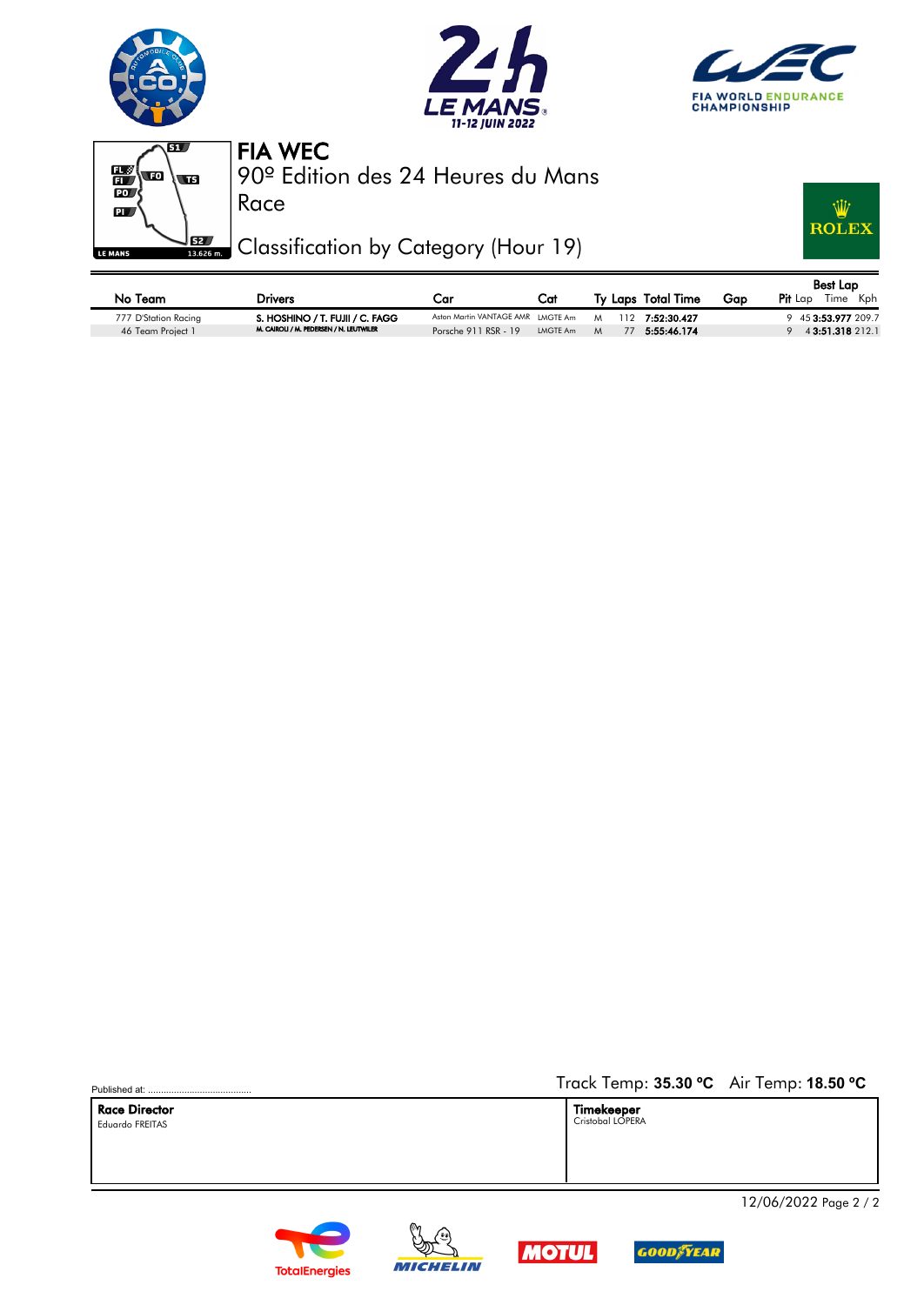# FIA WEC

90º Edition des 24 Heures du Mans

Race

Classification by Category (Hour 19)

| No | Team | Drivers | Car | Cat | Ty | Laps | Total Time | Gap | Pit | Best Lap Lap | Best Lap Time | Best Lap Kph |
|---|---|---|---|---|---|---|---|---|---|---|---|---|
| 777 | D'Station Racing | S. HOSHINO / T. FUJII / C. FAGG | Aston Martin VANTAGE AMR | LMGTE Am | M | 112 | **7:52:30.427** | | 9 | 45 | **3:53.977** | 209.7 |
| 46 | Team Project 1 | M. CAIROLI / M. PEDERSEN / N. LEUTWILER | Porsche 911 RSR - 19 | LMGTE Am | M | 77 | **5:55:46.174** | | 9 | 4 | **3:51.318** | 212.1 |

Published at: ........................................

Track Temp: **35.30 ºC** Air Temp: **18.50 ºC**

**Race Director**
Eduardo FREITAS

**Timekeeper**
Cristobal LOPERA

12/06/2022